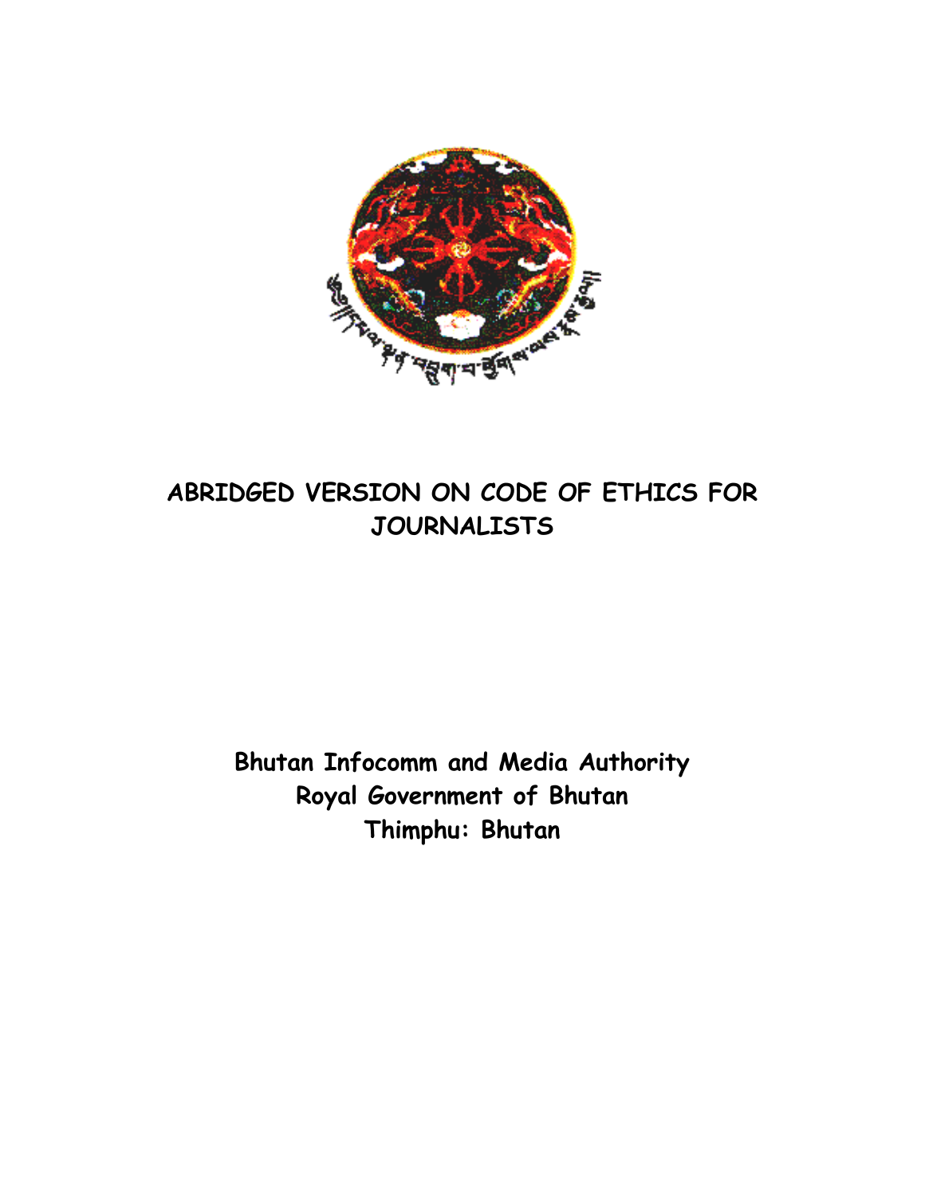# ABRIDGED VERSION ON CODE OF ETHICS FOR JOURNALISTS

**Bhutan Infocomm and Media Authority**
**Royal Government of Bhutan**
**Thimphu: Bhutan**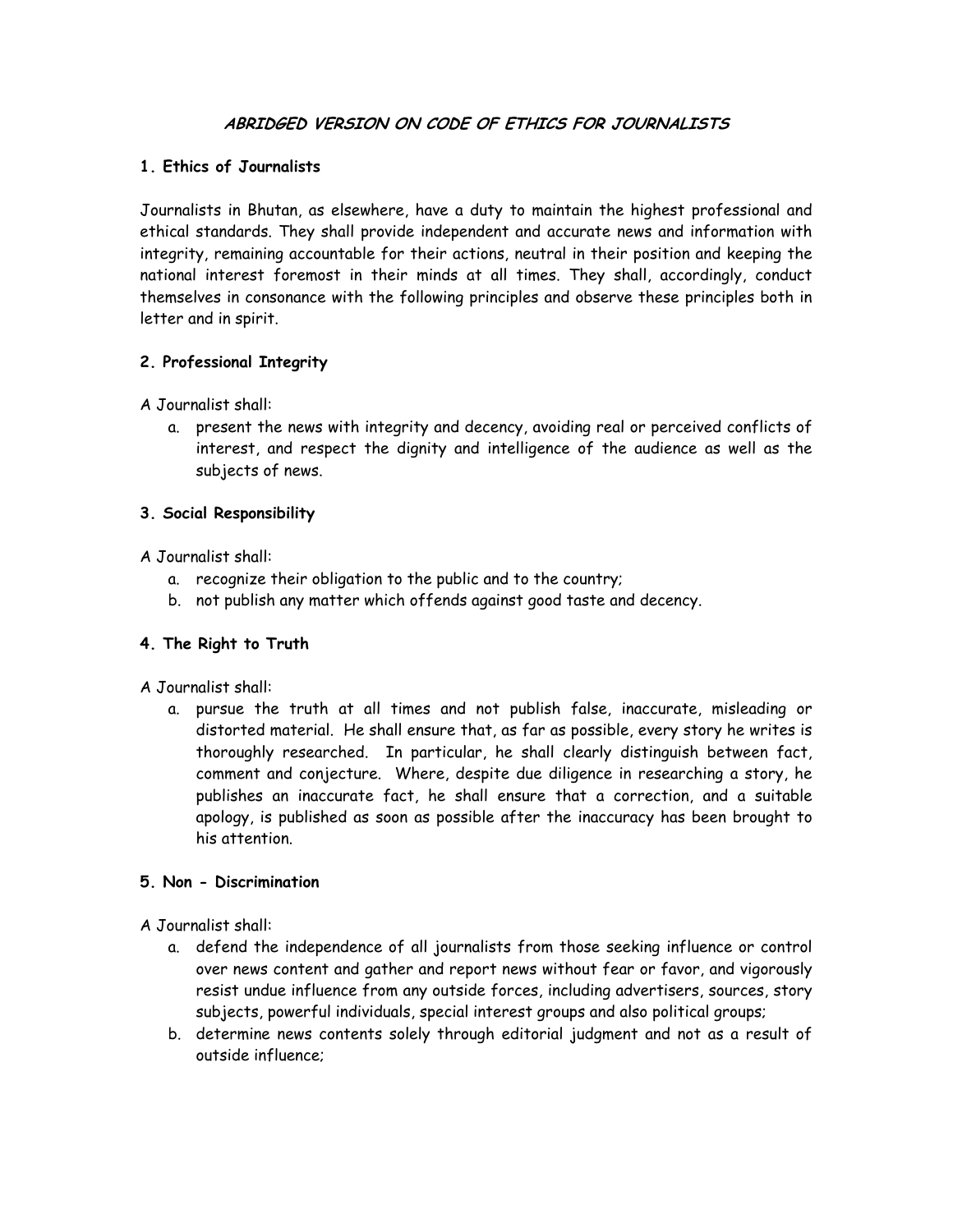# *ABRIDGED VERSION ON CODE OF ETHICS FOR JOURNALISTS*

### 1. Ethics of Journalists

Journalists in Bhutan, as elsewhere, have a duty to maintain the highest professional and ethical standards. They shall provide independent and accurate news and information with integrity, remaining accountable for their actions, neutral in their position and keeping the national interest foremost in their minds at all times. They shall, accordingly, conduct themselves in consonance with the following principles and observe these principles both in letter and in spirit.

### 2. Professional Integrity

A Journalist shall:

a. present the news with integrity and decency, avoiding real or perceived conflicts of interest, and respect the dignity and intelligence of the audience as well as the subjects of news.

### 3. Social Responsibility

A Journalist shall:

a. recognize their obligation to the public and to the country;
b. not publish any matter which offends against good taste and decency.

### 4. The Right to Truth

A Journalist shall:

a. pursue the truth at all times and not publish false, inaccurate, misleading or distorted material. He shall ensure that, as far as possible, every story he writes is thoroughly researched. In particular, he shall clearly distinguish between fact, comment and conjecture. Where, despite due diligence in researching a story, he publishes an inaccurate fact, he shall ensure that a correction, and a suitable apology, is published as soon as possible after the inaccuracy has been brought to his attention.

### 5. Non - Discrimination

A Journalist shall:

a. defend the independence of all journalists from those seeking influence or control over news content and gather and report news without fear or favor, and vigorously resist undue influence from any outside forces, including advertisers, sources, story subjects, powerful individuals, special interest groups and also political groups;
b. determine news contents solely through editorial judgment and not as a result of outside influence;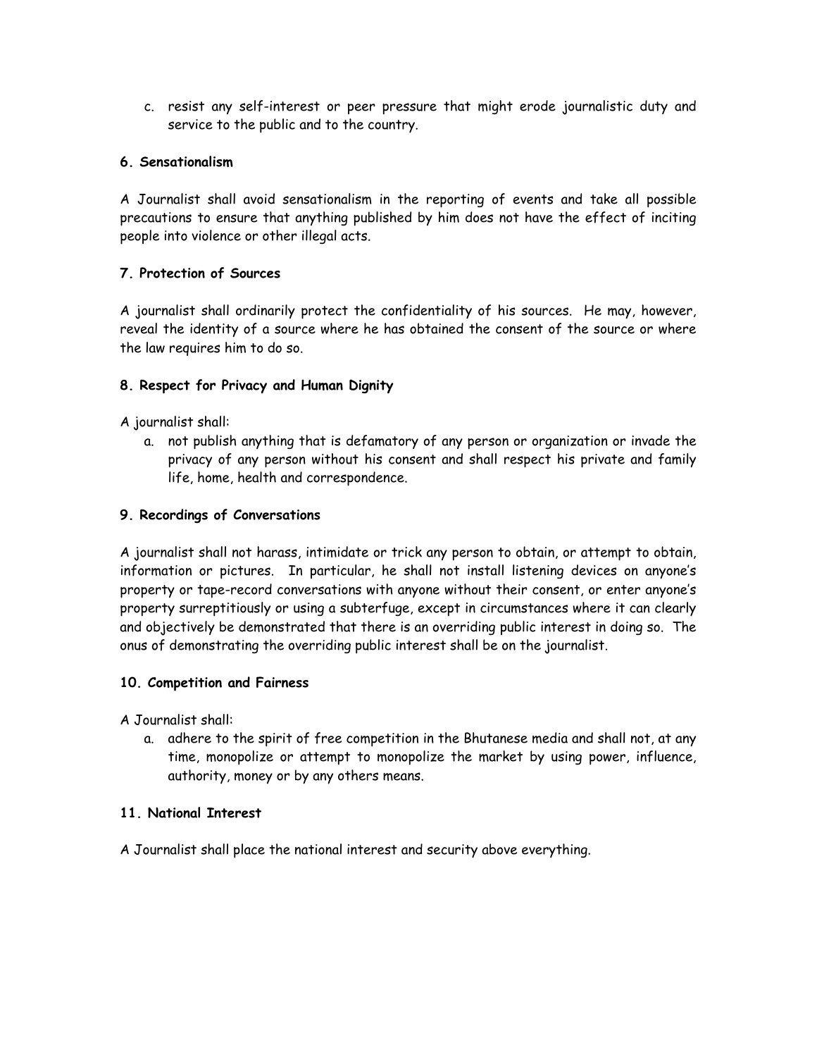c. resist any self-interest or peer pressure that might erode journalistic duty and service to the public and to the country.

### 6. Sensationalism

A Journalist shall avoid sensationalism in the reporting of events and take all possible precautions to ensure that anything published by him does not have the effect of inciting people into violence or other illegal acts.

### 7. Protection of Sources

A journalist shall ordinarily protect the confidentiality of his sources. He may, however, reveal the identity of a source where he has obtained the consent of the source or where the law requires him to do so.

### 8. Respect for Privacy and Human Dignity

A journalist shall:

a. not publish anything that is defamatory of any person or organization or invade the privacy of any person without his consent and shall respect his private and family life, home, health and correspondence.

### 9. Recordings of Conversations

A journalist shall not harass, intimidate or trick any person to obtain, or attempt to obtain, information or pictures. In particular, he shall not install listening devices on anyone's property or tape-record conversations with anyone without their consent, or enter anyone's property surreptitiously or using a subterfuge, except in circumstances where it can clearly and objectively be demonstrated that there is an overriding public interest in doing so. The onus of demonstrating the overriding public interest shall be on the journalist.

### 10. Competition and Fairness

A Journalist shall:

a. adhere to the spirit of free competition in the Bhutanese media and shall not, at any time, monopolize or attempt to monopolize the market by using power, influence, authority, money or by any others means.

### 11. National Interest

A Journalist shall place the national interest and security above everything.